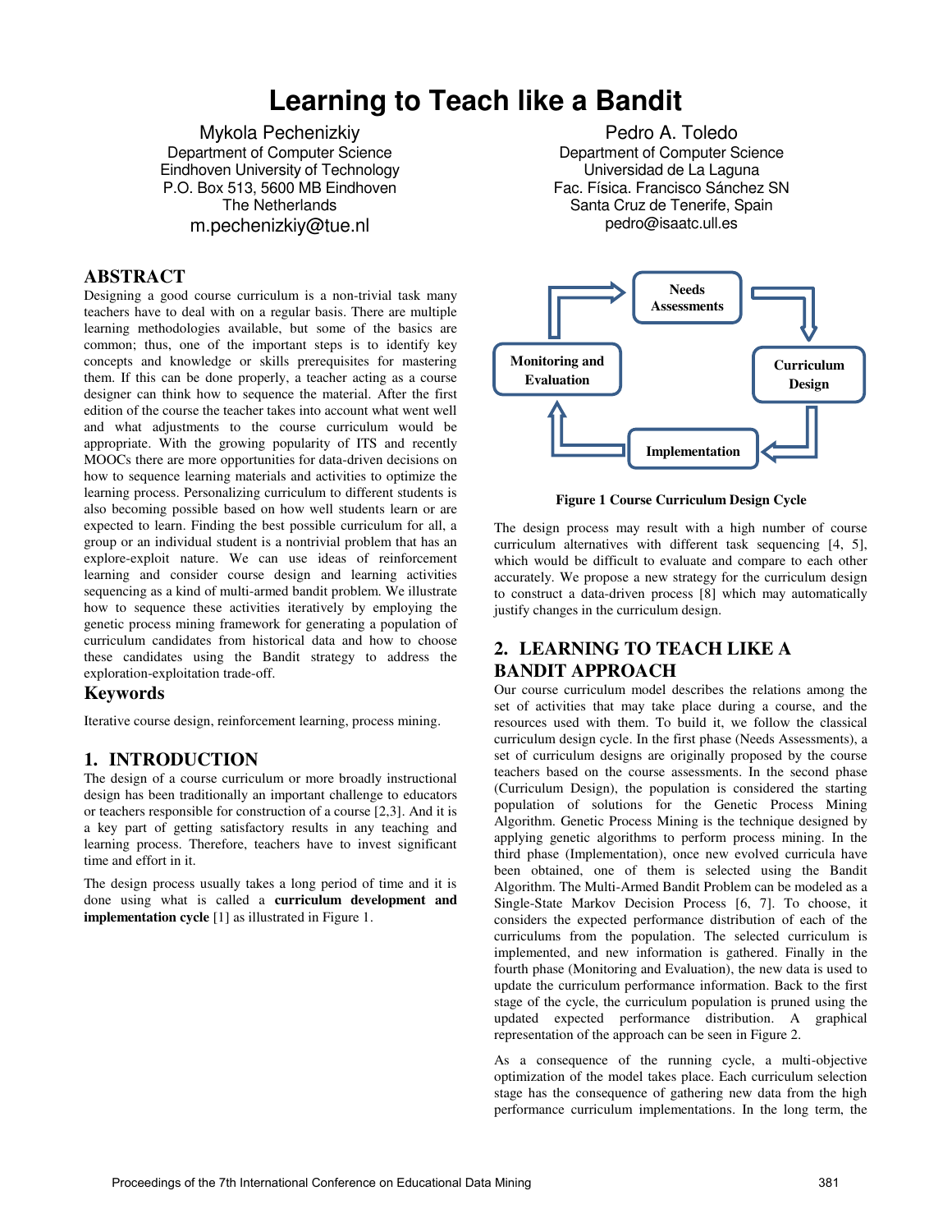# Learning to Teach like a Bandit

Mykola Pechenizkiy
Department of Computer Science
Eindhoven University of Technology
P.O. Box 513, 5600 MB Eindhoven
The Netherlands
m.pechenizkiy@tue.nl

Pedro A. Toledo
Department of Computer Science
Universidad de La Laguna
Fac. Física. Francisco Sánchez SN
Santa Cruz de Tenerife, Spain
pedro@isaatc.ull.es

## ABSTRACT

Designing a good course curriculum is a non-trivial task many teachers have to deal with on a regular basis. There are multiple learning methodologies available, but some of the basics are common; thus, one of the important steps is to identify key concepts and knowledge or skills prerequisites for mastering them. If this can be done properly, a teacher acting as a course designer can think how to sequence the material. After the first edition of the course the teacher takes into account what went well and what adjustments to the course curriculum would be appropriate. With the growing popularity of ITS and recently MOOCs there are more opportunities for data-driven decisions on how to sequence learning materials and activities to optimize the learning process. Personalizing curriculum to different students is also becoming possible based on how well students learn or are expected to learn. Finding the best possible curriculum for all, a group or an individual student is a nontrivial problem that has an explore-exploit nature. We can use ideas of reinforcement learning and consider course design and learning activities sequencing as a kind of multi-armed bandit problem. We illustrate how to sequence these activities iteratively by employing the genetic process mining framework for generating a population of curriculum candidates from historical data and how to choose these candidates using the Bandit strategy to address the exploration-exploitation trade-off.

## Keywords

Iterative course design, reinforcement learning, process mining.

## 1. INTRODUCTION

The design of a course curriculum or more broadly instructional design has been traditionally an important challenge to educators or teachers responsible for construction of a course [2,3]. And it is a key part of getting satisfactory results in any teaching and learning process. Therefore, teachers have to invest significant time and effort in it.

The design process usually takes a long period of time and it is done using what is called a **curriculum development and implementation cycle** [1] as illustrated in Figure 1.

Needs Assessments → Curriculum Design → Implementation → Monitoring and Evaluation → Needs Assessments

**Figure 1 Course Curriculum Design Cycle**

The design process may result with a high number of course curriculum alternatives with different task sequencing [4, 5], which would be difficult to evaluate and compare to each other accurately. We propose a new strategy for the curriculum design to construct a data-driven process [8] which may automatically justify changes in the curriculum design.

## 2. LEARNING TO TEACH LIKE A BANDIT APPROACH

Our course curriculum model describes the relations among the set of activities that may take place during a course, and the resources used with them. To build it, we follow the classical curriculum design cycle. In the first phase (Needs Assessments), a set of curriculum designs are originally proposed by the course teachers based on the course assessments. In the second phase (Curriculum Design), the population is considered the starting population of solutions for the Genetic Process Mining Algorithm. Genetic Process Mining is the technique designed by applying genetic algorithms to perform process mining. In the third phase (Implementation), once new evolved curricula have been obtained, one of them is selected using the Bandit Algorithm. The Multi-Armed Bandit Problem can be modeled as a Single-State Markov Decision Process [6, 7]. To choose, it considers the expected performance distribution of each of the curriculums from the population. The selected curriculum is implemented, and new information is gathered. Finally in the fourth phase (Monitoring and Evaluation), the new data is used to update the curriculum performance information. Back to the first stage of the cycle, the curriculum population is pruned using the updated expected performance distribution. A graphical representation of the approach can be seen in Figure 2.

As a consequence of the running cycle, a multi-objective optimization of the model takes place. Each curriculum selection stage has the consequence of gathering new data from the high performance curriculum implementations. In the long term, the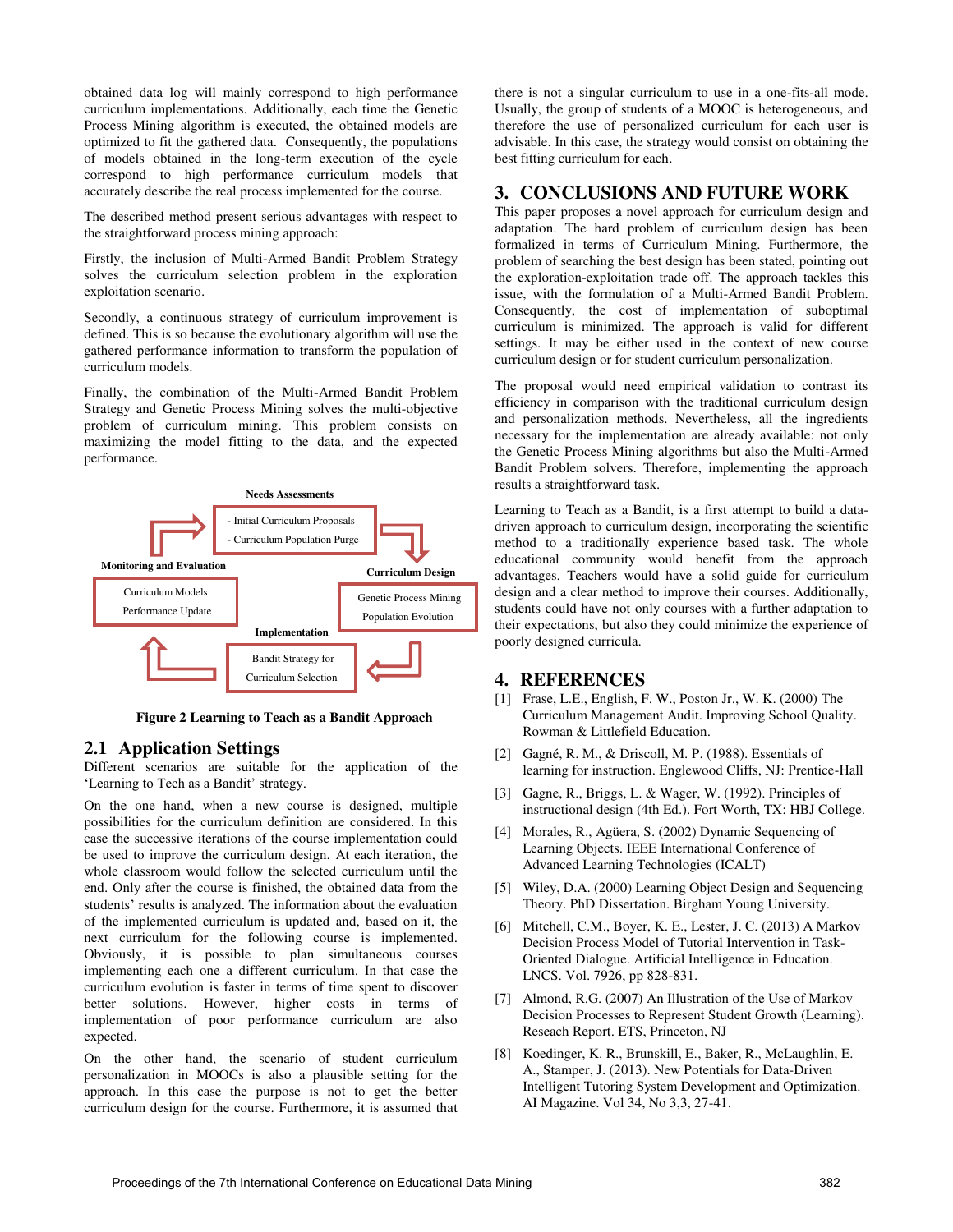obtained data log will mainly correspond to high performance curriculum implementations. Additionally, each time the Genetic Process Mining algorithm is executed, the obtained models are optimized to fit the gathered data. Consequently, the population of models obtained in the long-term execution of the cycle correspond to high performance curriculum models that accurately describe the real process implemented for the course.

The described method present serious advantages with respect to the straightforward process mining approach:

Firstly, the inclusion of Multi-Armed Bandit Problem Strategy solves the curriculum selection problem in the exploration exploitation scenario.

Secondly, a continuous strategy of curriculum improvement is defined. This is so because the evolutionary algorithm will use the gathered performance information to transform the population of curriculum models.

Finally, the combination of the Multi-Armed Bandit Problem Strategy and Genetic Process Mining solves the multi-objective problem of curriculum mining. This problem consists on maximizing the model fitting to the data, and the expected performance.

Needs Assessments

- Initial Curriculum Proposals
- Curriculum Population Purge

Curriculum Design

Genetic Process Mining
Population Evolution

Implementation

Bandit Strategy for
Curriculum Selection

Monitoring and Evaluation

Curriculum Models
Performance Update

**Figure 2 Learning to Teach as a Bandit Approach**

## 2.1 Application Settings

Different scenarios are suitable for the application of the 'Learning to Tech as a Bandit' strategy.

On the one hand, when a new course is designed, multiple possibilities for the curriculum definition are considered. In this case the successive iterations of the course implementation could be used to improve the curriculum design. At each iteration, the whole classroom would follow the selected curriculum until the end. Only after the course is finished, the obtained data from the students' results is analyzed. The information about the evaluation of the implemented curriculum is updated and, based on it, the next curriculum for the following course is implemented. Obviously, it is possible to plan simultaneous courses implementing each one a different curriculum. In that case the curriculum evolution is faster in terms of time spent to discover better solutions. However, higher costs in terms of implementation of poor performance curriculum are also expected.

On the other hand, the scenario of student curriculum personalization in MOOCs is also a plausible setting for the approach. In this case the purpose is not to get the better curriculum design for the course. Furthermore, it is assumed that there is not a singular curriculum to use in a one-fits-all mode. Usually, the group of students of a MOOC is heterogeneous, and therefore the use of personalized curriculum for each user is advisable. In this case, the strategy would consist on obtaining the best fitting curriculum for each.

# 3. CONCLUSIONS AND FUTURE WORK

This paper proposes a novel approach for curriculum design and adaptation. The hard problem of curriculum design has been formalized in terms of Curriculum Mining. Furthermore, the problem of searching the best design has been stated, pointing out the exploration-exploitation trade off. The approach tackles this issue, with the formulation of a Multi-Armed Bandit Problem. Consequently, the cost of implementation of suboptimal curriculum is minimized. The approach is valid for different settings. It may be either used in the context of new course curriculum design or for student curriculum personalization.

The proposal would need empirical validation to contrast its efficiency in comparison with the traditional curriculum design and personalization methods. Nevertheless, all the ingredients necessary for the implementation are already available: not only the Genetic Process Mining algorithms but also the Multi-Armed Bandit Problem solvers. Therefore, implementing the approach results a straightforward task.

Learning to Teach as a Bandit, is a first attempt to build a data-driven approach to curriculum design, incorporating the scientific method to a traditionally experience based task. The whole educational community would benefit from the approach advantages. Teachers would have a solid guide for curriculum design and a clear method to improve their courses. Additionally, students could have not only courses with a further adaptation to their expectations, but also they could minimize the experience of poorly designed curricula.

# 4. REFERENCES

[1] Frase, L.E., English, F. W., Poston Jr., W. K. (2000) The Curriculum Management Audit. Improving School Quality. Rowman & Littlefield Education.

[2] Gagné, R. M., & Driscoll, M. P. (1988). Essentials of learning for instruction. Englewood Cliffs, NJ: Prentice-Hall

[3] Gagne, R., Briggs, L. & Wager, W. (1992). Principles of instructional design (4th Ed.). Fort Worth, TX: HBJ College.

[4] Morales, R., Agüera, S. (2002) Dynamic Sequencing of Learning Objects. IEEE International Conference of Advanced Learning Technologies (ICALT)

[5] Wiley, D.A. (2000) Learning Object Design and Sequencing Theory. PhD Dissertation. Birgham Young University.

[6] Mitchell, C.M., Boyer, K. E., Lester, J. C. (2013) A Markov Decision Process Model of Tutorial Intervention in Task-Oriented Dialogue. Artificial Intelligence in Education. LNCS. Vol. 7926, pp 828-831.

[7] Almond, R.G. (2007) An Illustration of the Use of Markov Decision Processes to Represent Student Growth (Learning). Reseach Report. ETS, Princeton, NJ

[8] Koedinger, K. R., Brunskill, E., Baker, R., McLaughlin, E. A., Stamper, J. (2013). New Potentials for Data-Driven Intelligent Tutoring System Development and Optimization. AI Magazine. Vol 34, No 3,3, 27-41.